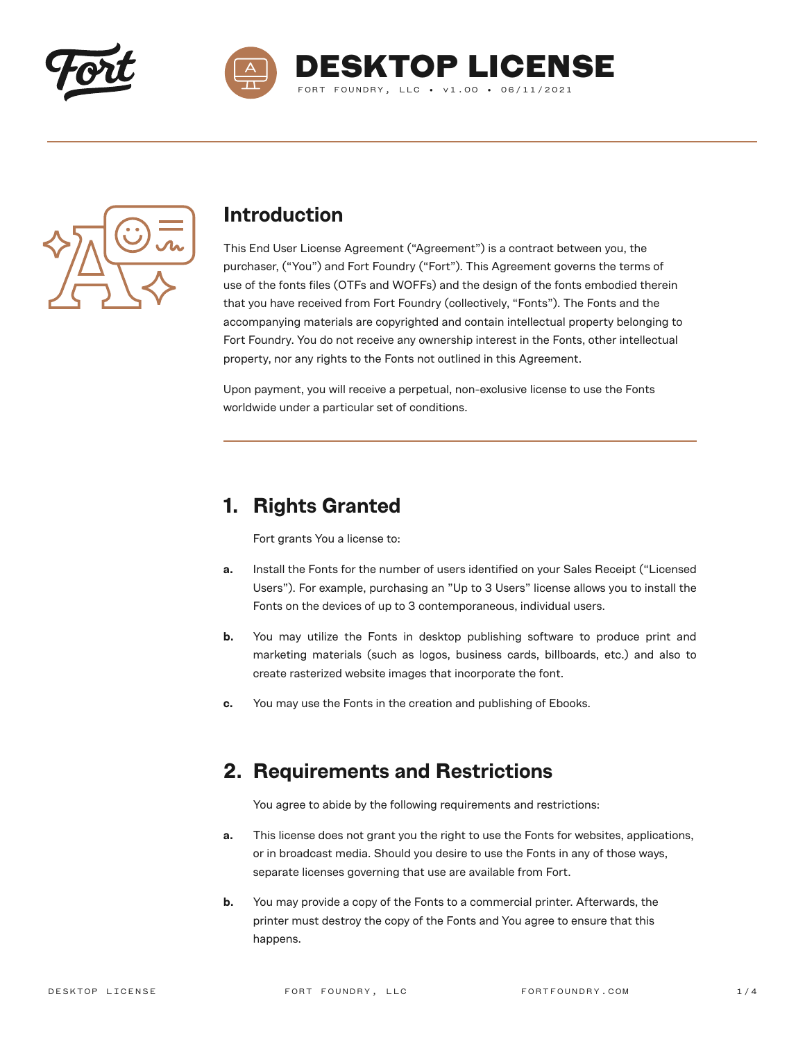# DESKTOP LICENSE

FORT FOUNDRY, LLC • v1.00 • 06/11/2021

## Introduction

This End User License Agreement ("Agreement") is a contract between you, the purchaser, ("You") and Fort Foundry ("Fort"). This Agreement governs the terms of use of the fonts files (OTFs and WOFFs) and the design of the fonts embodied therein that you have received from Fort Foundry (collectively, "Fonts"). The Fonts and the accompanying materials are copyrighted and contain intellectual property belonging to Fort Foundry. You do not receive any ownership interest in the Fonts, other intellectual property, nor any rights to the Fonts not outlined in this Agreement.

Upon payment, you will receive a perpetual, non-exclusive license to use the Fonts worldwide under a particular set of conditions.

## 1. Rights Granted

Fort grants You a license to:

**a.** Install the Fonts for the number of users identified on your Sales Receipt ("Licensed Users"). For example, purchasing an "Up to 3 Users" license allows you to install the Fonts on the devices of up to 3 contemporaneous, individual users.

**b.** You may utilize the Fonts in desktop publishing software to produce print and marketing materials (such as logos, business cards, billboards, etc.) and also to create rasterized website images that incorporate the font.

**c.** You may use the Fonts in the creation and publishing of Ebooks.

## 2. Requirements and Restrictions

You agree to abide by the following requirements and restrictions:

**a.** This license does not grant you the right to use the Fonts for websites, applications, or in broadcast media. Should you desire to use the Fonts in any of those ways, separate licenses governing that use are available from Fort.

**b.** You may provide a copy of the Fonts to a commercial printer. Afterwards, the printer must destroy the copy of the Fonts and You agree to ensure that this happens.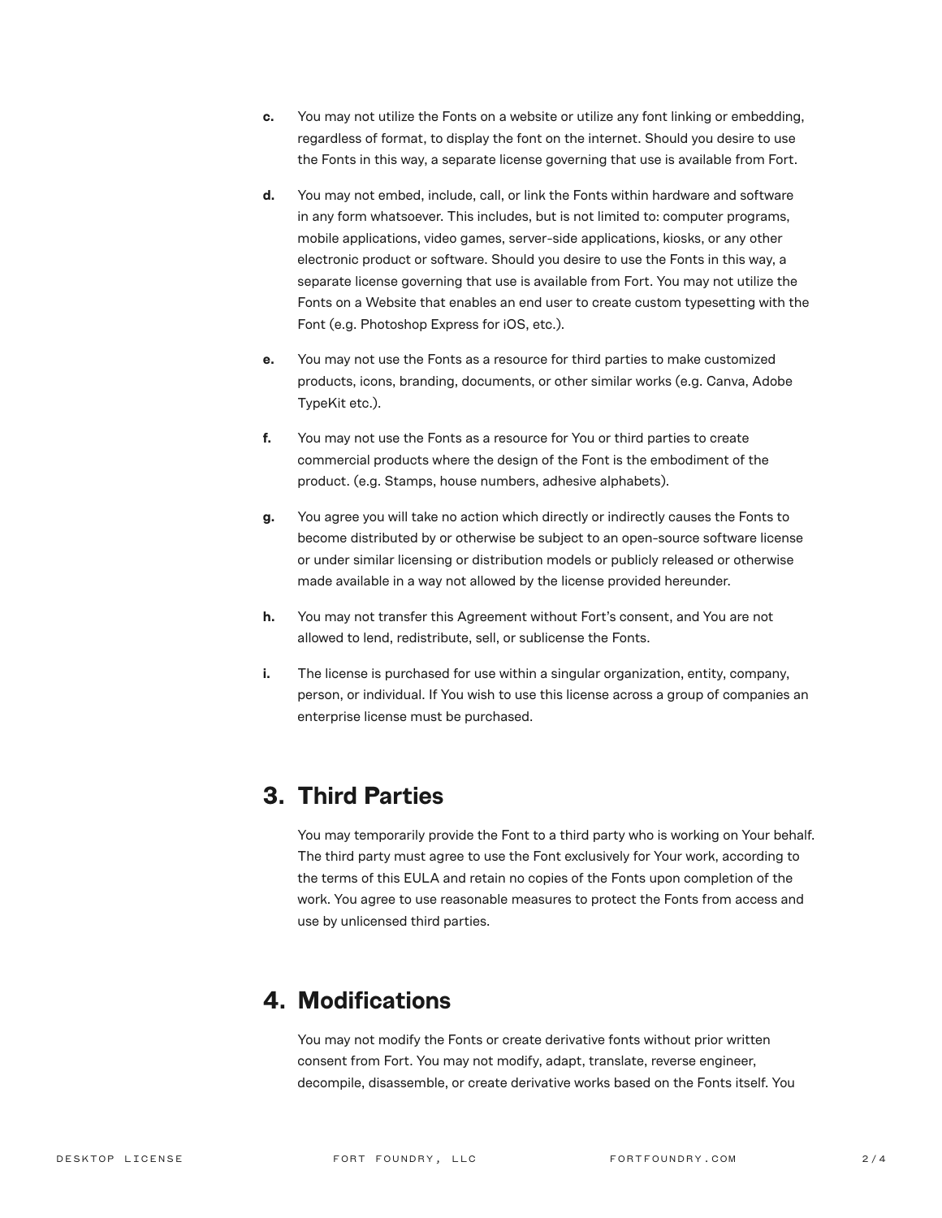**c.** You may not utilize the Fonts on a website or utilize any font linking or embedding, regardless of format, to display the font on the internet. Should you desire to use the Fonts in this way, a separate license governing that use is available from Fort.

**d.** You may not embed, include, call, or link the Fonts within hardware and software in any form whatsoever. This includes, but is not limited to: computer programs, mobile applications, video games, server-side applications, kiosks, or any other electronic product or software. Should you desire to use the Fonts in this way, a separate license governing that use is available from Fort. You may not utilize the Fonts on a Website that enables an end user to create custom typesetting with the Font (e.g. Photoshop Express for iOS, etc.).

**e.** You may not use the Fonts as a resource for third parties to make customized products, icons, branding, documents, or other similar works (e.g. Canva, Adobe TypeKit etc.).

**f.** You may not use the Fonts as a resource for You or third parties to create commercial products where the design of the Font is the embodiment of the product. (e.g. Stamps, house numbers, adhesive alphabets).

**g.** You agree you will take no action which directly or indirectly causes the Fonts to become distributed by or otherwise be subject to an open-source software license or under similar licensing or distribution models or publicly released or otherwise made available in a way not allowed by the license provided hereunder.

**h.** You may not transfer this Agreement without Fort's consent, and You are not allowed to lend, redistribute, sell, or sublicense the Fonts.

**i.** The license is purchased for use within a singular organization, entity, company, person, or individual. If You wish to use this license across a group of companies an enterprise license must be purchased.

## 3. Third Parties

You may temporarily provide the Font to a third party who is working on Your behalf. The third party must agree to use the Font exclusively for Your work, according to the terms of this EULA and retain no copies of the Fonts upon completion of the work. You agree to use reasonable measures to protect the Fonts from access and use by unlicensed third parties.

## 4. Modifications

You may not modify the Fonts or create derivative fonts without prior written consent from Fort. You may not modify, adapt, translate, reverse engineer, decompile, disassemble, or create derivative works based on the Fonts itself. You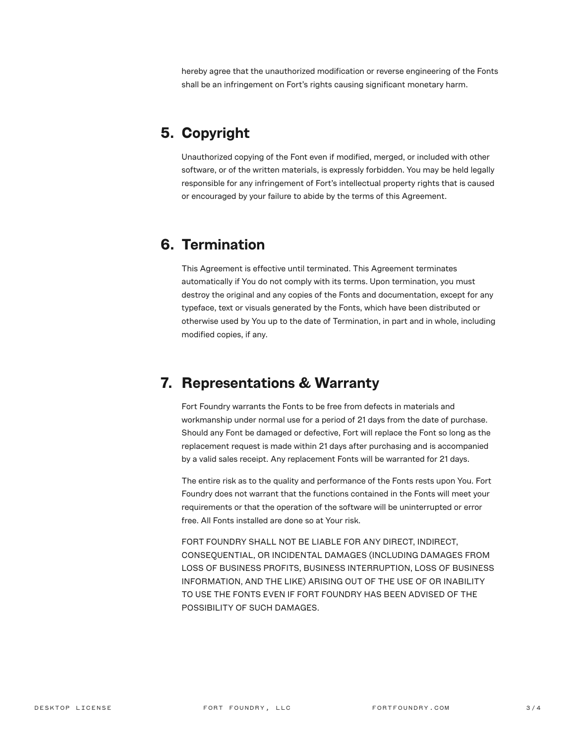hereby agree that the unauthorized modification or reverse engineering of the Fonts shall be an infringement on Fort's rights causing significant monetary harm.

## 5. Copyright

Unauthorized copying of the Font even if modified, merged, or included with other software, or of the written materials, is expressly forbidden. You may be held legally responsible for any infringement of Fort's intellectual property rights that is caused or encouraged by your failure to abide by the terms of this Agreement.

## 6. Termination

This Agreement is effective until terminated. This Agreement terminates automatically if You do not comply with its terms. Upon termination, you must destroy the original and any copies of the Fonts and documentation, except for any typeface, text or visuals generated by the Fonts, which have been distributed or otherwise used by You up to the date of Termination, in part and in whole, including modified copies, if any.

## 7. Representations & Warranty

Fort Foundry warrants the Fonts to be free from defects in materials and workmanship under normal use for a period of 21 days from the date of purchase. Should any Font be damaged or defective, Fort will replace the Font so long as the replacement request is made within 21 days after purchasing and is accompanied by a valid sales receipt. Any replacement Fonts will be warranted for 21 days.

The entire risk as to the quality and performance of the Fonts rests upon You. Fort Foundry does not warrant that the functions contained in the Fonts will meet your requirements or that the operation of the software will be uninterrupted or error free. All Fonts installed are done so at Your risk.

FORT FOUNDRY SHALL NOT BE LIABLE FOR ANY DIRECT, INDIRECT, CONSEQUENTIAL, OR INCIDENTAL DAMAGES (INCLUDING DAMAGES FROM LOSS OF BUSINESS PROFITS, BUSINESS INTERRUPTION, LOSS OF BUSINESS INFORMATION, AND THE LIKE) ARISING OUT OF THE USE OF OR INABILITY TO USE THE FONTS EVEN IF FORT FOUNDRY HAS BEEN ADVISED OF THE POSSIBILITY OF SUCH DAMAGES.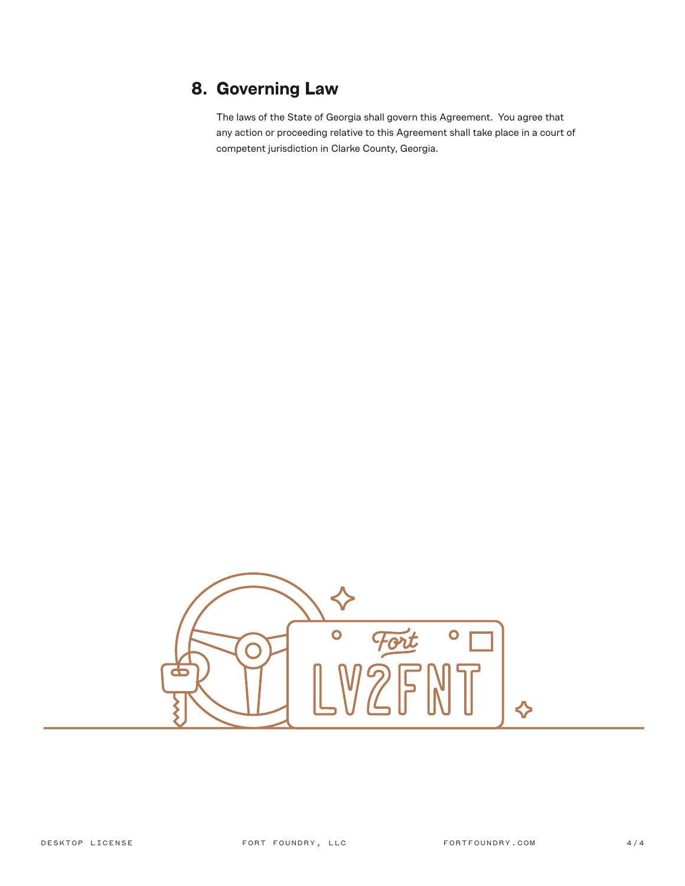## 8. Governing Law

The laws of the State of Georgia shall govern this Agreement. You agree that any action or proceeding relative to this Agreement shall take place in a court of competent jurisdiction in Clarke County, Georgia.